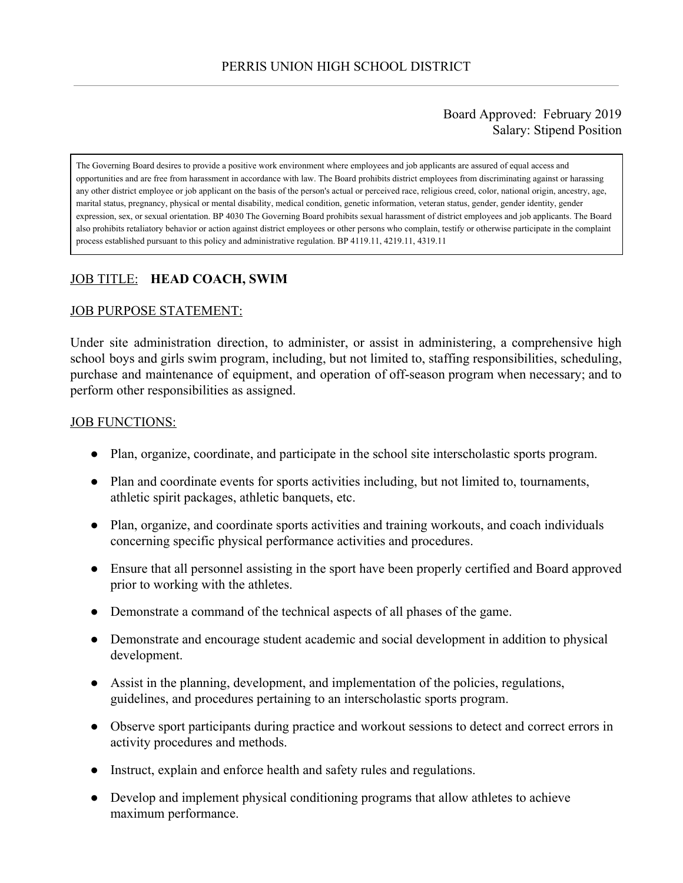# PERRIS UNION HIGH SCHOOL DISTRICT

Board Approved: February 2019
Salary: Stipend Position

The Governing Board desires to provide a positive work environment where employees and job applicants are assured of equal access and opportunities and are free from harassment in accordance with law. The Board prohibits district employees from discriminating against or harassing any other district employee or job applicant on the basis of the person's actual or perceived race, religious creed, color, national origin, ancestry, age, marital status, pregnancy, physical or mental disability, medical condition, genetic information, veteran status, gender, gender identity, gender expression, sex, or sexual orientation. BP 4030 The Governing Board prohibits sexual harassment of district employees and job applicants. The Board also prohibits retaliatory behavior or action against district employees or other persons who complain, testify or otherwise participate in the complaint process established pursuant to this policy and administrative regulation. BP 4119.11, 4219.11, 4319.11

JOB TITLE: **HEAD COACH, SWIM**

JOB PURPOSE STATEMENT:

Under site administration direction, to administer, or assist in administering, a comprehensive high school boys and girls swim program, including, but not limited to, staffing responsibilities, scheduling, purchase and maintenance of equipment, and operation of off-season program when necessary; and to perform other responsibilities as assigned.

JOB FUNCTIONS:

- Plan, organize, coordinate, and participate in the school site interscholastic sports program.
- Plan and coordinate events for sports activities including, but not limited to, tournaments, athletic spirit packages, athletic banquets, etc.
- Plan, organize, and coordinate sports activities and training workouts, and coach individuals concerning specific physical performance activities and procedures.
- Ensure that all personnel assisting in the sport have been properly certified and Board approved prior to working with the athletes.
- Demonstrate a command of the technical aspects of all phases of the game.
- Demonstrate and encourage student academic and social development in addition to physical development.
- Assist in the planning, development, and implementation of the policies, regulations, guidelines, and procedures pertaining to an interscholastic sports program.
- Observe sport participants during practice and workout sessions to detect and correct errors in activity procedures and methods.
- Instruct, explain and enforce health and safety rules and regulations.
- Develop and implement physical conditioning programs that allow athletes to achieve maximum performance.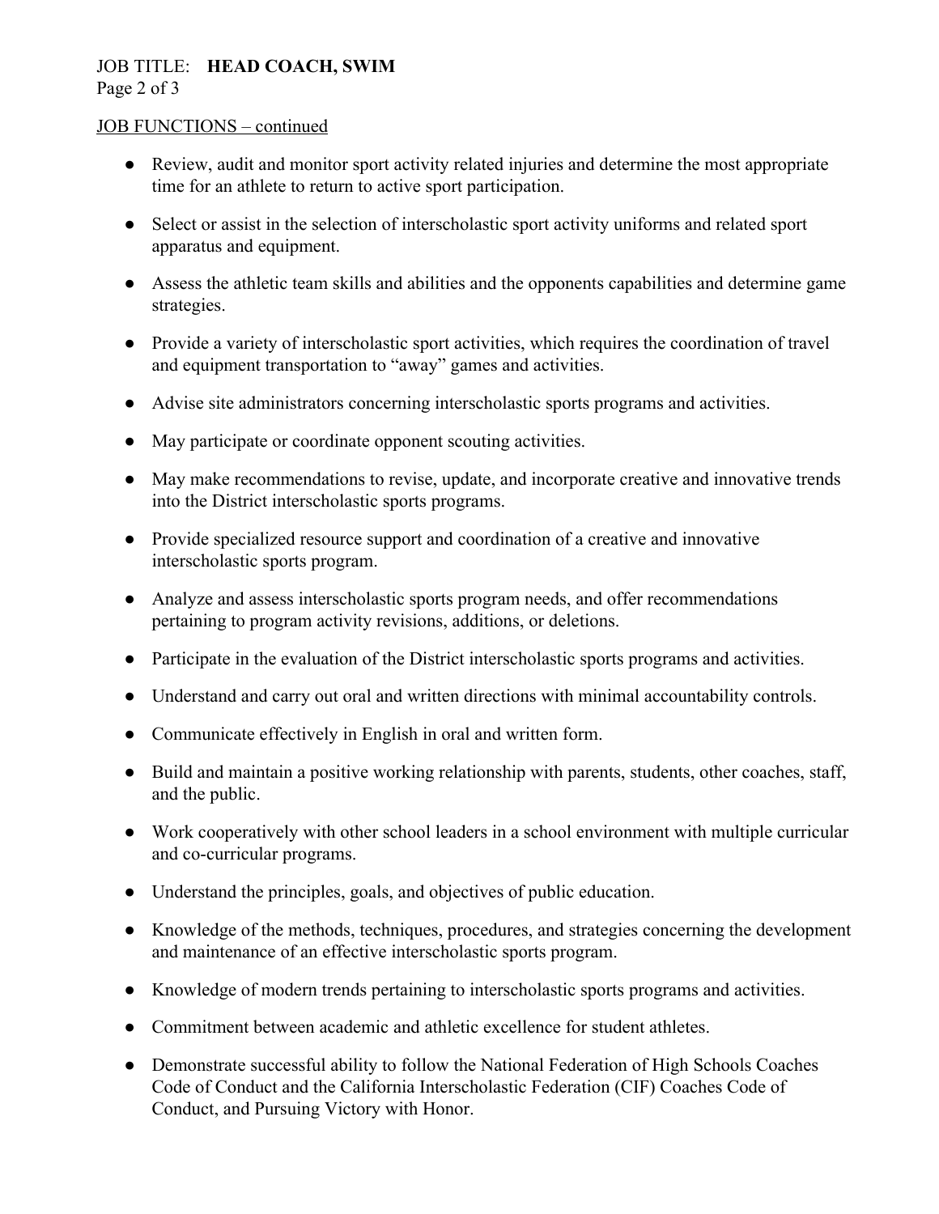JOB FUNCTIONS – continued

- Review, audit and monitor sport activity related injuries and determine the most appropriate time for an athlete to return to active sport participation.
- Select or assist in the selection of interscholastic sport activity uniforms and related sport apparatus and equipment.
- Assess the athletic team skills and abilities and the opponents capabilities and determine game strategies.
- Provide a variety of interscholastic sport activities, which requires the coordination of travel and equipment transportation to "away" games and activities.
- Advise site administrators concerning interscholastic sports programs and activities.
- May participate or coordinate opponent scouting activities.
- May make recommendations to revise, update, and incorporate creative and innovative trends into the District interscholastic sports programs.
- Provide specialized resource support and coordination of a creative and innovative interscholastic sports program.
- Analyze and assess interscholastic sports program needs, and offer recommendations pertaining to program activity revisions, additions, or deletions.
- Participate in the evaluation of the District interscholastic sports programs and activities.
- Understand and carry out oral and written directions with minimal accountability controls.
- Communicate effectively in English in oral and written form.
- Build and maintain a positive working relationship with parents, students, other coaches, staff, and the public.
- Work cooperatively with other school leaders in a school environment with multiple curricular and co-curricular programs.
- Understand the principles, goals, and objectives of public education.
- Knowledge of the methods, techniques, procedures, and strategies concerning the development and maintenance of an effective interscholastic sports program.
- Knowledge of modern trends pertaining to interscholastic sports programs and activities.
- Commitment between academic and athletic excellence for student athletes.
- Demonstrate successful ability to follow the National Federation of High Schools Coaches Code of Conduct and the California Interscholastic Federation (CIF) Coaches Code of Conduct, and Pursuing Victory with Honor.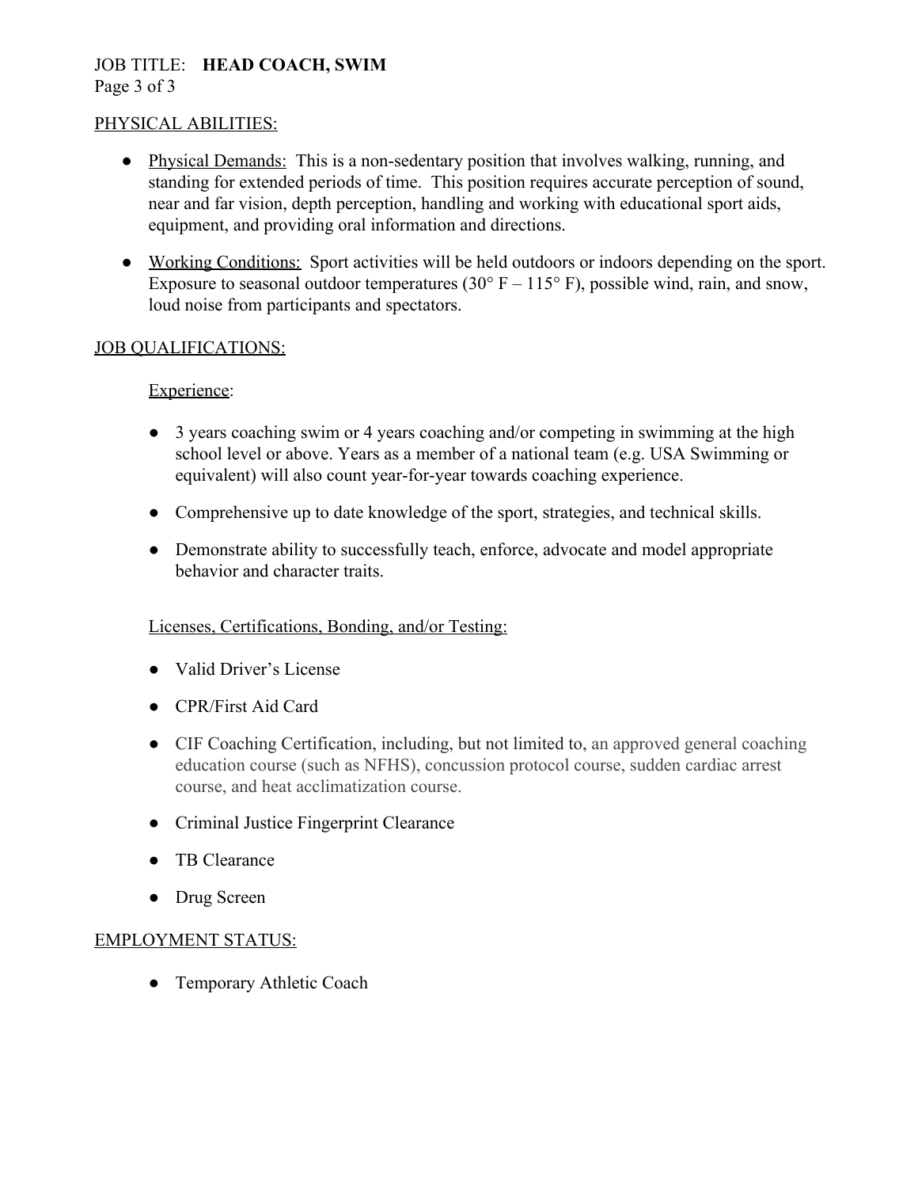PHYSICAL ABILITIES:

- Physical Demands: This is a non-sedentary position that involves walking, running, and standing for extended periods of time. This position requires accurate perception of sound, near and far vision, depth perception, handling and working with educational sport aids, equipment, and providing oral information and directions.

- Working Conditions: Sport activities will be held outdoors or indoors depending on the sport. Exposure to seasonal outdoor temperatures (30° F – 115° F), possible wind, rain, and snow, loud noise from participants and spectators.

JOB QUALIFICATIONS:

Experience:

- 3 years coaching swim or 4 years coaching and/or competing in swimming at the high school level or above. Years as a member of a national team (e.g. USA Swimming or equivalent) will also count year-for-year towards coaching experience.

- Comprehensive up to date knowledge of the sport, strategies, and technical skills.

- Demonstrate ability to successfully teach, enforce, advocate and model appropriate behavior and character traits.

Licenses, Certifications, Bonding, and/or Testing:

- Valid Driver's License

- CPR/First Aid Card

- CIF Coaching Certification, including, but not limited to, an approved general coaching education course (such as NFHS), concussion protocol course, sudden cardiac arrest course, and heat acclimatization course.

- Criminal Justice Fingerprint Clearance

- TB Clearance

- Drug Screen

EMPLOYMENT STATUS:

- Temporary Athletic Coach